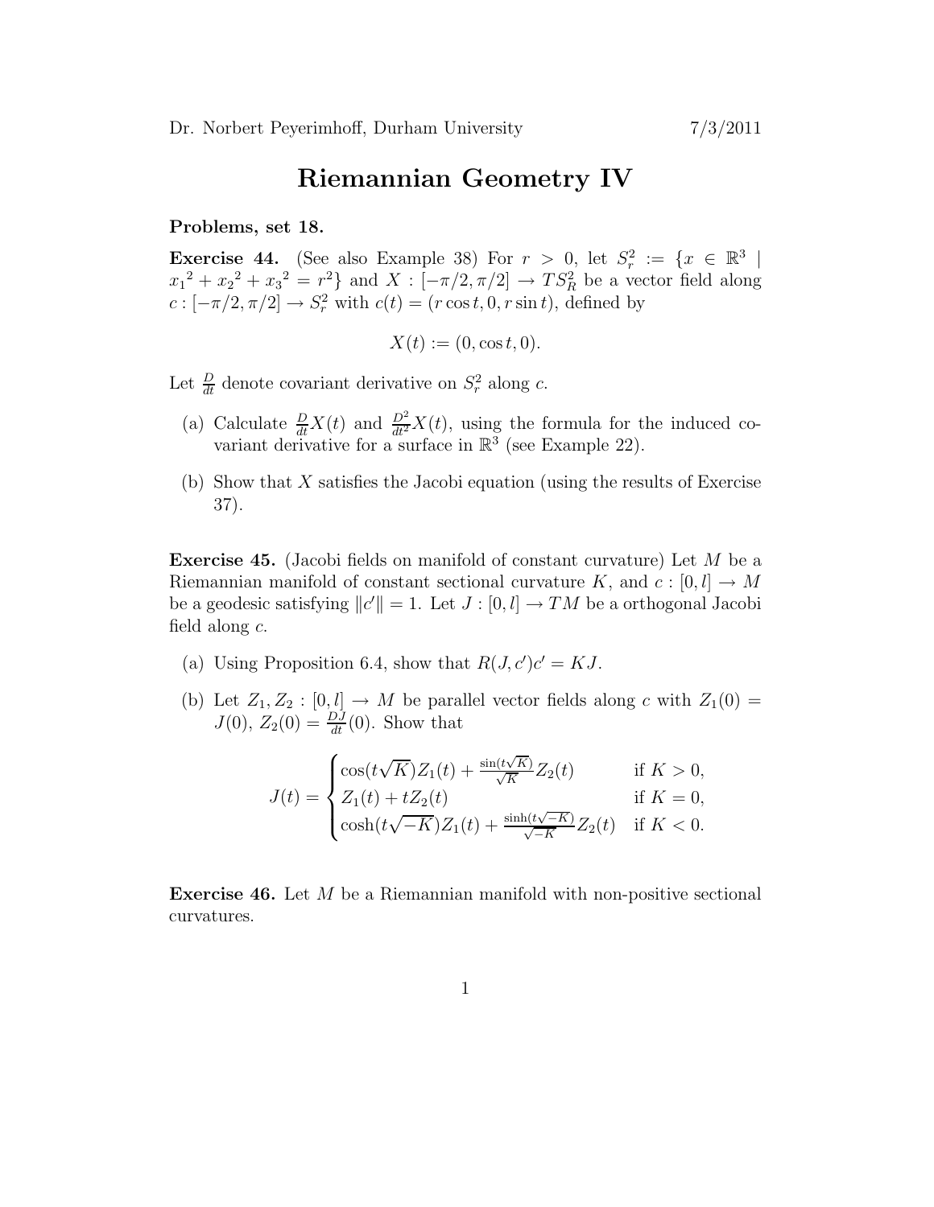Dr. Norbert Peyerimhoff, Durham University 7/3/2011

# Riemannian Geometry IV

**Problems, set 18.**

**Exercise 44.** (See also Example 38) For $r > 0$, let $S_r^2 := \{x \in \mathbb{R}^3 \mid {x_1}^2 + {x_2}^2 + {x_3}^2 = r^2\}$ and $X : [-\pi/2, \pi/2] \to TS_R^2$ be a vector field along $c : [-\pi/2, \pi/2] \to S_r^2$ with $c(t) = (r \cos t, 0, r \sin t)$, defined by

$$X(t) := (0, \cos t, 0).$$

Let $\frac{D}{dt}$ denote covariant derivative on $S_r^2$ along $c$.

(a) Calculate $\frac{D}{dt}X(t)$ and $\frac{D^2}{dt^2}X(t)$, using the formula for the induced covariant derivative for a surface in $\mathbb{R}^3$ (see Example 22).

(b) Show that $X$ satisfies the Jacobi equation (using the results of Exercise 37).

**Exercise 45.** (Jacobi fields on manifold of constant curvature) Let $M$ be a Riemannian manifold of constant sectional curvature $K$, and $c : [0, l] \to M$ be a geodesic satisfying $\|c'\| = 1$. Let $J : [0, l] \to TM$ be a orthogonal Jacobi field along $c$.

(a) Using Proposition 6.4, show that $R(J, c')c' = KJ$.

(b) Let $Z_1, Z_2 : [0, l] \to M$ be parallel vector fields along $c$ with $Z_1(0) = J(0)$, $Z_2(0) = \frac{DJ}{dt}(0)$. Show that

$$J(t) = \begin{cases} \cos(t\sqrt{K})Z_1(t) + \frac{\sin(t\sqrt{K})}{\sqrt{K}}Z_2(t) & \text{if } K > 0, \\ Z_1(t) + tZ_2(t) & \text{if } K = 0, \\ \cosh(t\sqrt{-K})Z_1(t) + \frac{\sinh(t\sqrt{-K})}{\sqrt{-K}}Z_2(t) & \text{if } K < 0. \end{cases}$$

**Exercise 46.** Let $M$ be a Riemannian manifold with non-positive sectional curvatures.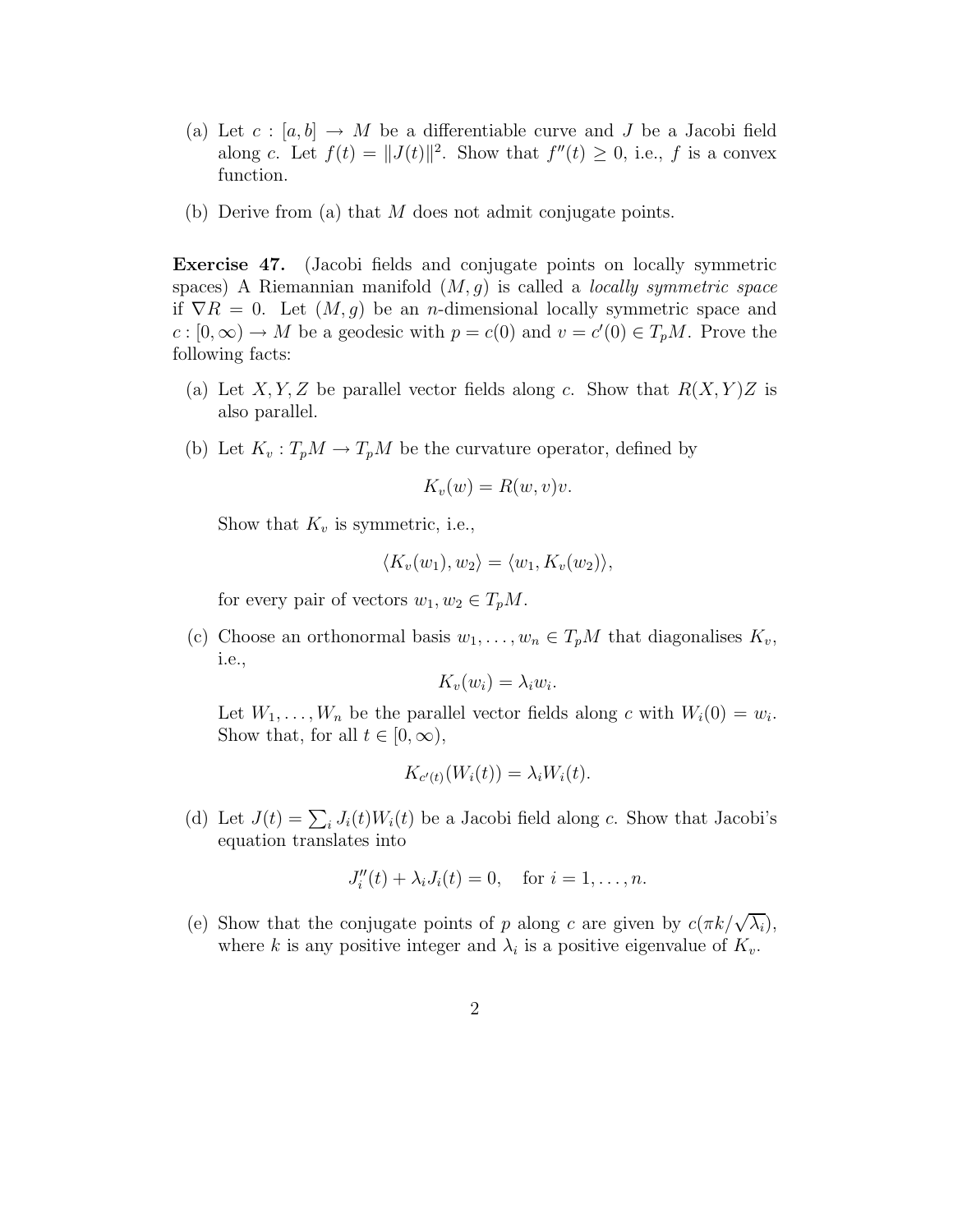(a) Let $c : [a, b] \to M$ be a differentiable curve and $J$ be a Jacobi field along $c$. Let $f(t) = \|J(t)\|^2$. Show that $f''(t) \geq 0$, i.e., $f$ is a convex function.

(b) Derive from (a) that $M$ does not admit conjugate points.

**Exercise 47.** (Jacobi fields and conjugate points on locally symmetric spaces) A Riemannian manifold $(M, g)$ is called a *locally symmetric space* if $\nabla R = 0$. Let $(M, g)$ be an $n$-dimensional locally symmetric space and $c : [0, \infty) \to M$ be a geodesic with $p = c(0)$ and $v = c'(0) \in T_pM$. Prove the following facts:

(a) Let $X, Y, Z$ be parallel vector fields along $c$. Show that $R(X, Y)Z$ is also parallel.

(b) Let $K_v : T_pM \to T_pM$ be the curvature operator, defined by

$$K_v(w) = R(w, v)v.$$

Show that $K_v$ is symmetric, i.e.,

$$\langle K_v(w_1), w_2 \rangle = \langle w_1, K_v(w_2) \rangle,$$

for every pair of vectors $w_1, w_2 \in T_pM$.

(c) Choose an orthonormal basis $w_1, \ldots, w_n \in T_pM$ that diagonalises $K_v$, i.e.,

$$K_v(w_i) = \lambda_i w_i.$$

Let $W_1, \ldots, W_n$ be the parallel vector fields along $c$ with $W_i(0) = w_i$. Show that, for all $t \in [0, \infty)$,

$$K_{c'(t)}(W_i(t)) = \lambda_i W_i(t).$$

(d) Let $J(t) = \sum_i J_i(t) W_i(t)$ be a Jacobi field along $c$. Show that Jacobi's equation translates into

$$J_i''(t) + \lambda_i J_i(t) = 0, \quad \text{for } i = 1, \ldots, n.$$

(e) Show that the conjugate points of $p$ along $c$ are given by $c(\pi k / \sqrt{\lambda_i})$, where $k$ is any positive integer and $\lambda_i$ is a positive eigenvalue of $K_v$.